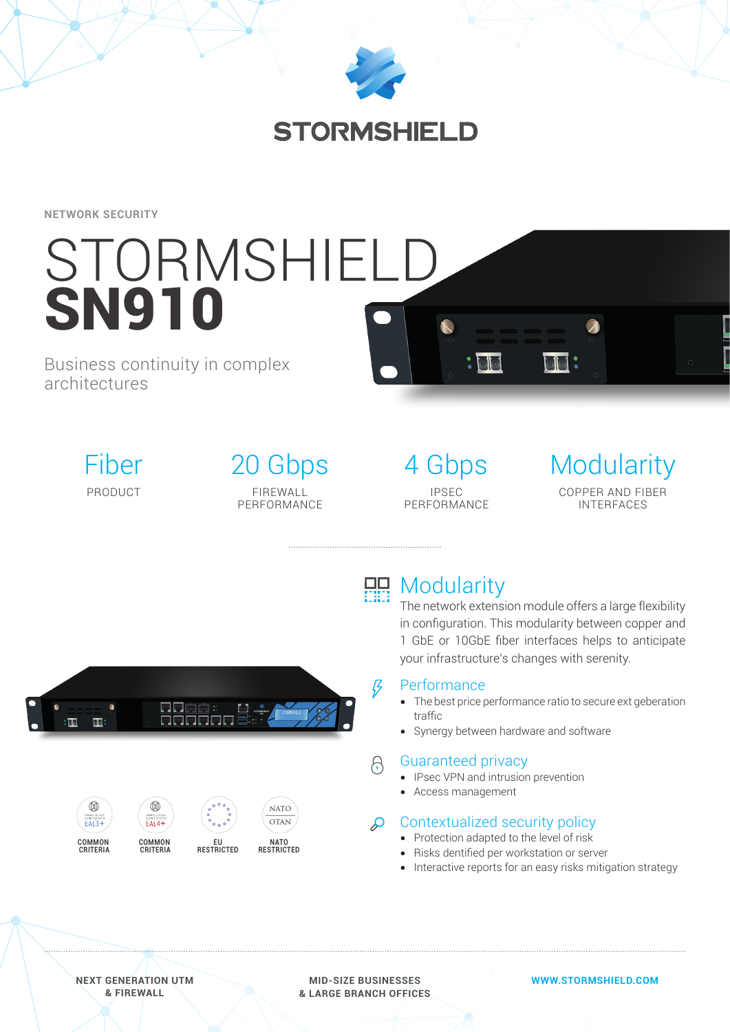STORMSHIELD

NETWORK SECURITY

# STORMSHIELD **SN910**

Business continuity in complex architectures

| Fiber | 20 Gbps | 4 Gbps | Modularity |
|---|---|---|---|
| PRODUCT | FIREWALL PERFORMANCE | IPSEC PERFORMANCE | COPPER AND FIBER INTERFACES |

## Modularity

The network extension module offers a large flexibility in configuration. This modularity between copper and 1 GbE or 10GbE fiber interfaces helps to anticipate your infrastructure's changes with serenity.

## Performance

- The best price performance ratio to secure ext geberation traffic
- Synergy between hardware and software

## Guaranteed privacy

- IPsec VPN and intrusion prevention
- Access management

## Contextualized security policy

- Protection adapted to the level of risk
- Risks dentified per workstation or server
- Interactive reports for an easy risks mitigation strategy

EAL3+ COMMON CRITERIA | EAL4+ COMMON CRITERIA | EU RESTRICTED | NATO OTAN NATO RESTRICTED

NEXT GENERATION UTM & FIREWALL

MID-SIZE BUSINESSES & LARGE BRANCH OFFICES

WWW.STORMSHIELD.COM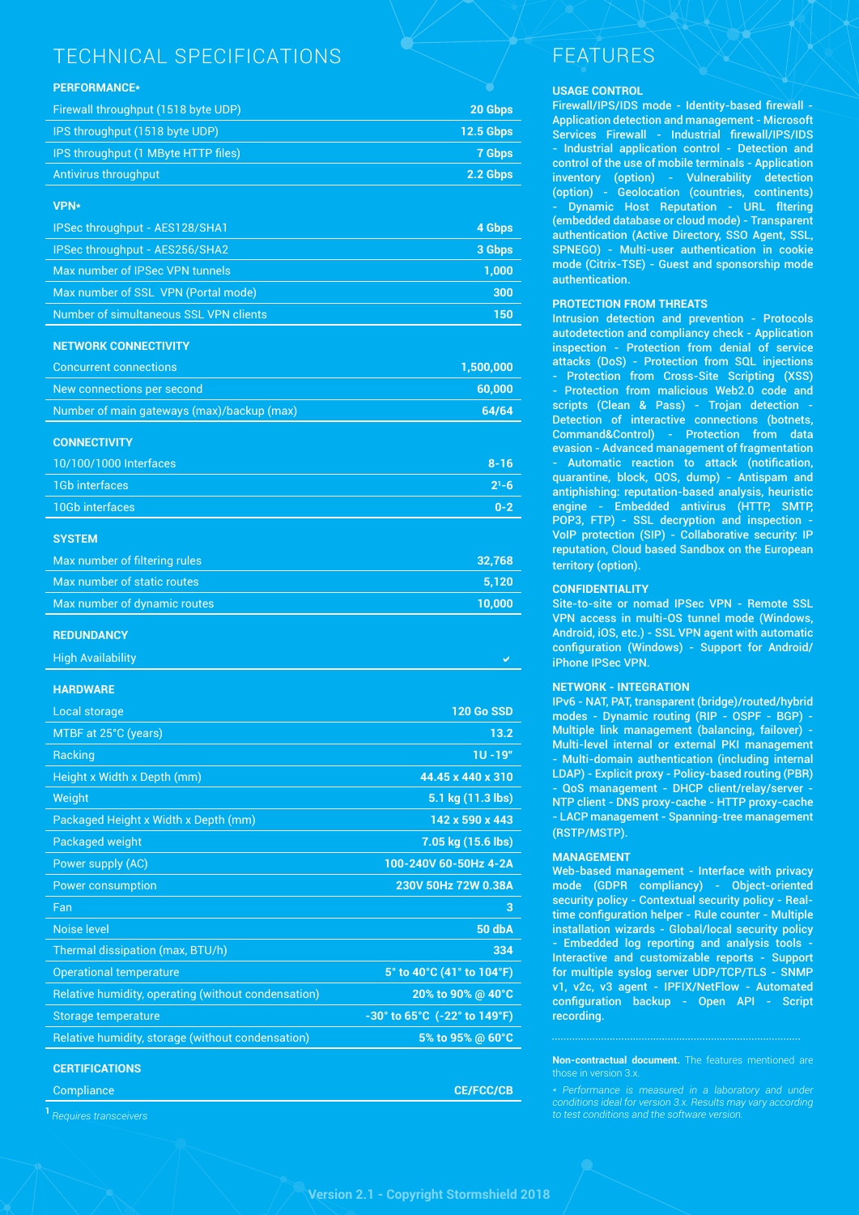# TECHNICAL SPECIFICATIONS

## PERFORMANCE*

| | |
|---|---|
| Firewall throughput (1518 byte UDP) | 20 Gbps |
| IPS throughput (1518 byte UDP) | 12.5 Gbps |
| IPS throughput (1 MByte HTTP files) | 7 Gbps |
| Antivirus throughput | 2.2 Gbps |

## VPN*

| | |
|---|---|
| IPSec throughput - AES128/SHA1 | 4 Gbps |
| IPSec throughput - AES256/SHA2 | 3 Gbps |
| Max number of IPSec VPN tunnels | 1,000 |
| Max number of SSL VPN (Portal mode) | 300 |
| Number of simultaneous SSL VPN clients | 150 |

## NETWORK CONNECTIVITY

| | |
|---|---|
| Concurrent connections | 1,500,000 |
| New connections per second | 60,000 |
| Number of main gateways (max)/backup (max) | 64/64 |

## CONNECTIVITY

| | |
|---|---|
| 10/100/1000 Interfaces | 8-16 |
| 1Gb interfaces | 2[1]-6 |
| 10Gb interfaces | 0-2 |

## SYSTEM

| | |
|---|---|
| Max number of filtering rules | 32,768 |
| Max number of static routes | 5,120 |
| Max number of dynamic routes | 10,000 |

## REDUNDANCY

| | |
|---|---|
| High Availability | ✔ |

## HARDWARE

| | |
|---|---|
| Local storage | 120 Go SSD |
| MTBF at 25°C (years) | 13.2 |
| Racking | 1U -19" |
| Height x Width x Depth (mm) | 44.45 x 440 x 310 |
| Weight | 5.1 kg (11.3 lbs) |
| Packaged Height x Width x Depth (mm) | 142 x 590 x 443 |
| Packaged weight | 7.05 kg (15.6 lbs) |
| Power supply (AC) | 100-240V 60-50Hz 4-2A |
| Power consumption | 230V 50Hz 72W 0.38A |
| Fan | 3 |
| Noise level | 50 dbA |
| Thermal dissipation (max, BTU/h) | 334 |
| Operational temperature | 5° to 40°C (41° to 104°F) |
| Relative humidity, operating (without condensation) | 20% to 90% @ 40°C |
| Storage temperature | -30° to 65°C (-22° to 149°F) |
| Relative humidity, storage (without condensation) | 5% to 95% @ 60°C |

## CERTIFICATIONS

| | |
|---|---|
| Compliance | CE/FCC/CB |

[1] *Requires transceivers*

# FEATURES

**USAGE CONTROL**

Firewall/IPS/IDS mode - Identity-based firewall - Application detection and management - Microsoft Services Firewall - Industrial firewall/IPS/IDS - Industrial application control - Detection and control of the use of mobile terminals - Application inventory (option) - Vulnerability detection (option) - Geolocation (countries, continents) - Dynamic Host Reputation - URL filtering (embedded database or cloud mode) - Transparent authentication (Active Directory, SSO Agent, SSL, SPNEGO) - Multi-user authentication in cookie mode (Citrix-TSE) - Guest and sponsorship mode authentication.

**PROTECTION FROM THREATS**

Intrusion detection and prevention - Protocols autodetection and compliancy check - Application inspection - Protection from denial of service attacks (DoS) - Protection from SQL injections - Protection from Cross-Site Scripting (XSS) - Protection from malicious Web2.0 code and scripts (Clean & Pass) - Trojan detection - Detection of interactive connections (botnets, Command&Control) - Protection from data evasion - Advanced management of fragmentation - Automatic reaction to attack (notification, quarantine, block, QOS, dump) - Antispam and antiphishing: reputation-based analysis, heuristic engine - Embedded antivirus (HTTP, SMTP, POP3, FTP) - SSL decryption and inspection - VoIP protection (SIP) - Collaborative security: IP reputation, Cloud based Sandbox on the European territory (option).

**CONFIDENTIALITY**

Site-to-site or nomad IPSec VPN - Remote SSL VPN access in multi-OS tunnel mode (Windows, Android, iOS, etc.) - SSL VPN agent with automatic configuration (Windows) - Support for Android/ iPhone IPSec VPN.

**NETWORK - INTEGRATION**

IPv6 - NAT, PAT, transparent (bridge)/routed/hybrid modes - Dynamic routing (RIP - OSPF - BGP) - Multiple link management (balancing, failover) - Multi-level internal or external PKI management - Multi-domain authentication (including internal LDAP) - Explicit proxy - Policy-based routing (PBR) - QoS management - DHCP client/relay/server - NTP client - DNS proxy-cache - HTTP proxy-cache - LACP management - Spanning-tree management (RSTP/MSTP).

**MANAGEMENT**

Web-based management - Interface with privacy mode (GDPR compliancy) - Object-oriented security policy - Contextual security policy - Real-time configuration helper - Rule counter - Multiple installation wizards - Global/local security policy - Embedded log reporting and analysis tools - Interactive and customizable reports - Support for multiple syslog server UDP/TCP/TLS - SNMP v1, v2c, v3 agent - IPFIX/NetFlow - Automated configuration backup - Open API - Script recording.

**Non-contractual document.** The features mentioned are those in version 3.x.

* *Performance is measured in a laboratory and under conditions ideal for version 3.x. Results may vary according to test conditions and the software version.*

Version 2.1 - Copyright Stormshield 2018